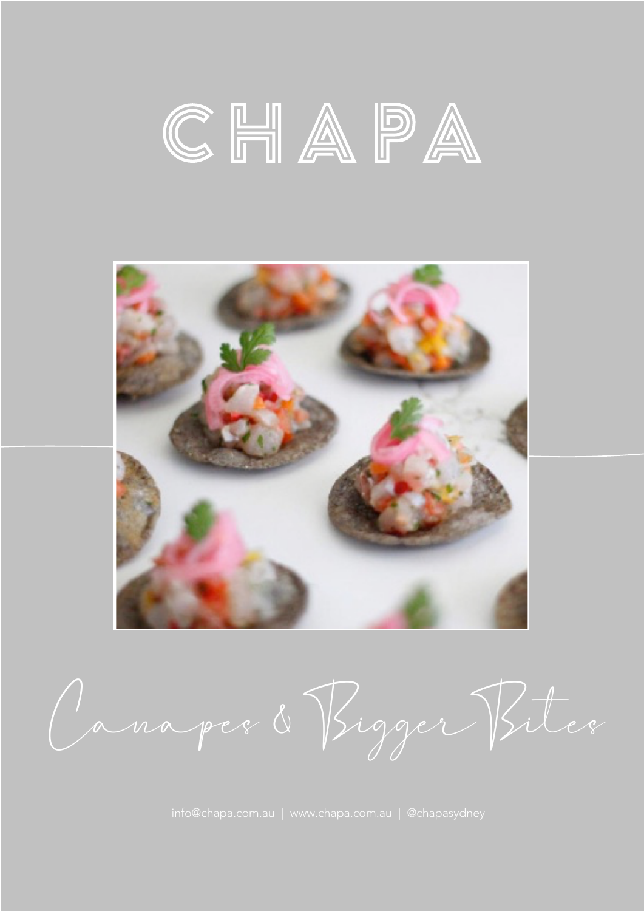# CHAPA

## Canapes & Bigger Bites

info@chapa.com.au | www.chapa.com.au | @chapasydney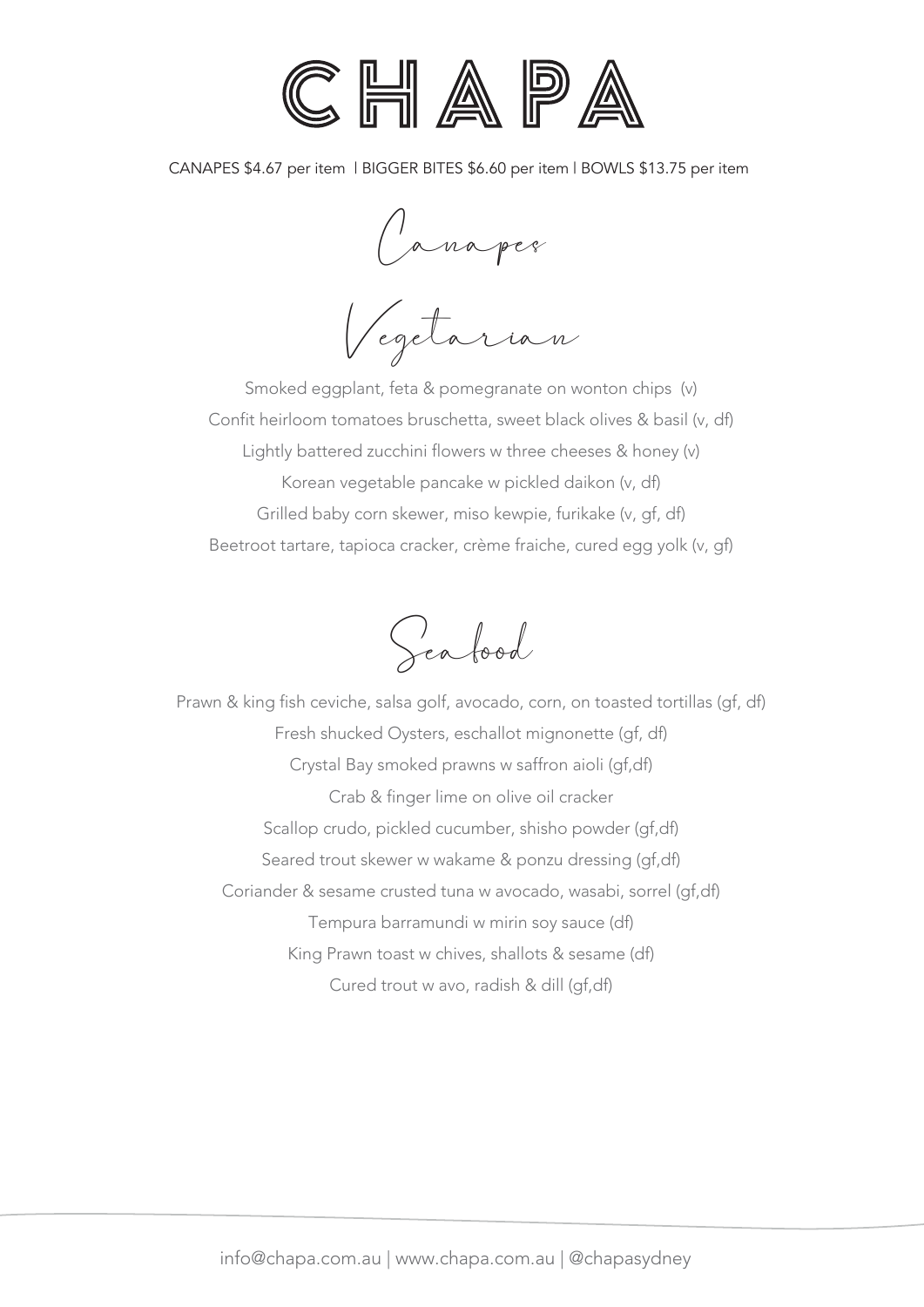# CHAPA

CANAPES $4.67 per item | BIGGER BITES $6.60 per item | BOWLS $13.75 per item

## Canapes

### Vegetarian

Smoked eggplant, feta & pomegranate on wonton chips (v)

Confit heirloom tomatoes bruschetta, sweet black olives & basil (v, df)

Lightly battered zucchini flowers w three cheeses & honey (v)

Korean vegetable pancake w pickled daikon (v, df)

Grilled baby corn skewer, miso kewpie, furikake (v, gf, df)

Beetroot tartare, tapioca cracker, crème fraiche, cured egg yolk (v, gf)

### Seafood

Prawn & king fish ceviche, salsa golf, avocado, corn, on toasted tortillas (gf, df)

Fresh shucked Oysters, eschallot mignonette (gf, df)

Crystal Bay smoked prawns w saffron aioli (gf,df)

Crab & finger lime on olive oil cracker

Scallop crudo, pickled cucumber, shisho powder (gf,df)

Seared trout skewer w wakame & ponzu dressing (gf,df)

Coriander & sesame crusted tuna w avocado, wasabi, sorrel (gf,df)

Tempura barramundi w mirin soy sauce (df)

King Prawn toast w chives, shallots & sesame (df)

Cured trout w avo, radish & dill (gf,df)

info@chapa.com.au | www.chapa.com.au | @chapasydney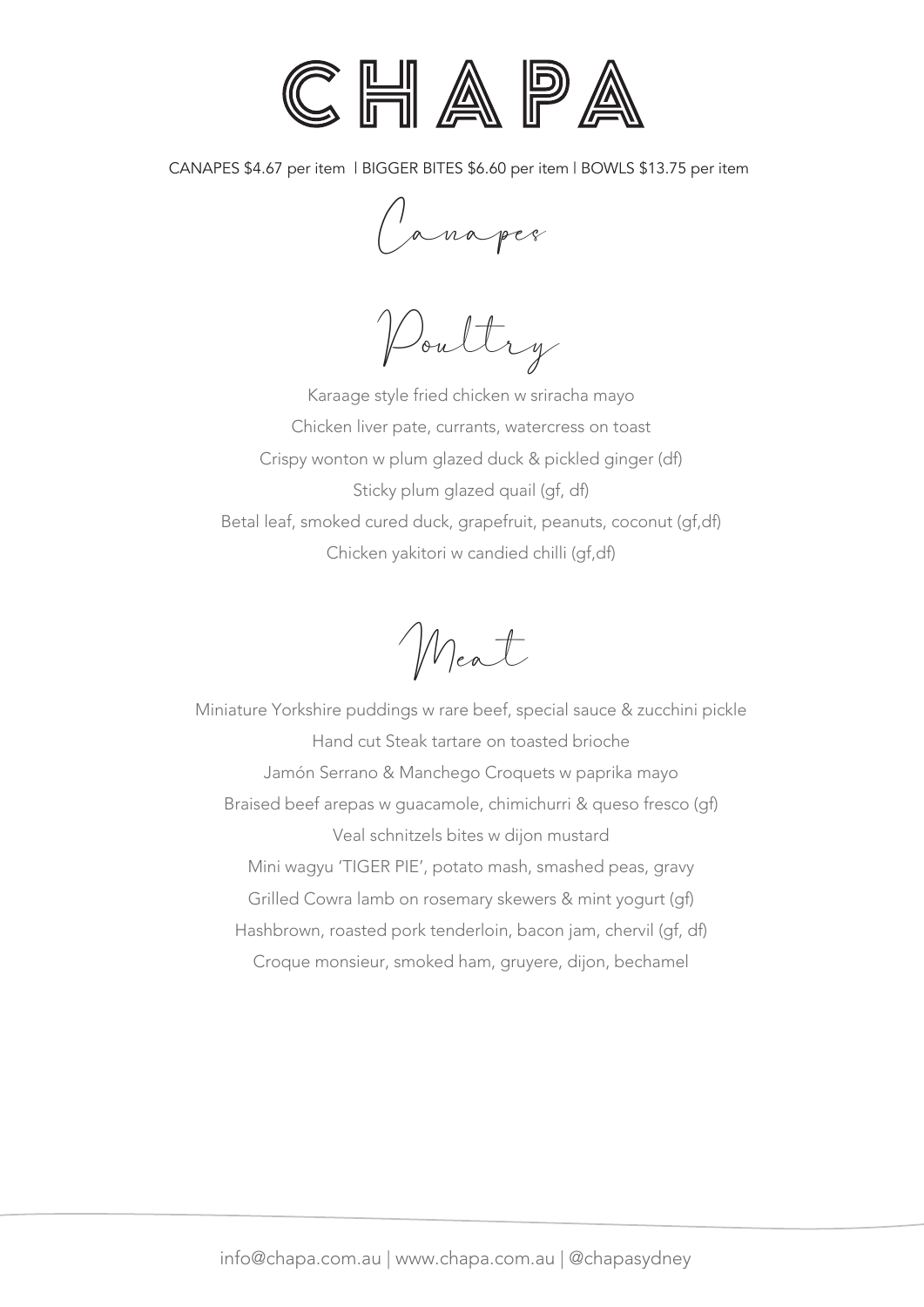# CHAPA

CANAPES $4.67 per item | BIGGER BITES $6.60 per item | BOWLS $13.75 per item

## Canapes

### Poultry

Karaage style fried chicken w sriracha mayo

Chicken liver pate, currants, watercress on toast

Crispy wonton w plum glazed duck & pickled ginger (df)

Sticky plum glazed quail (gf, df)

Betal leaf, smoked cured duck, grapefruit, peanuts, coconut (gf,df)

Chicken yakitori w candied chilli (gf,df)

### Meat

Miniature Yorkshire puddings w rare beef, special sauce & zucchini pickle

Hand cut Steak tartare on toasted brioche

Jamón Serrano & Manchego Croquets w paprika mayo

Braised beef arepas w guacamole, chimichurri & queso fresco (gf)

Veal schnitzels bites w dijon mustard

Mini wagyu 'TIGER PIE', potato mash, smashed peas, gravy

Grilled Cowra lamb on rosemary skewers & mint yogurt (gf)

Hashbrown, roasted pork tenderloin, bacon jam, chervil (gf, df)

Croque monsieur, smoked ham, gruyere, dijon, bechamel

info@chapa.com.au | www.chapa.com.au | @chapasydney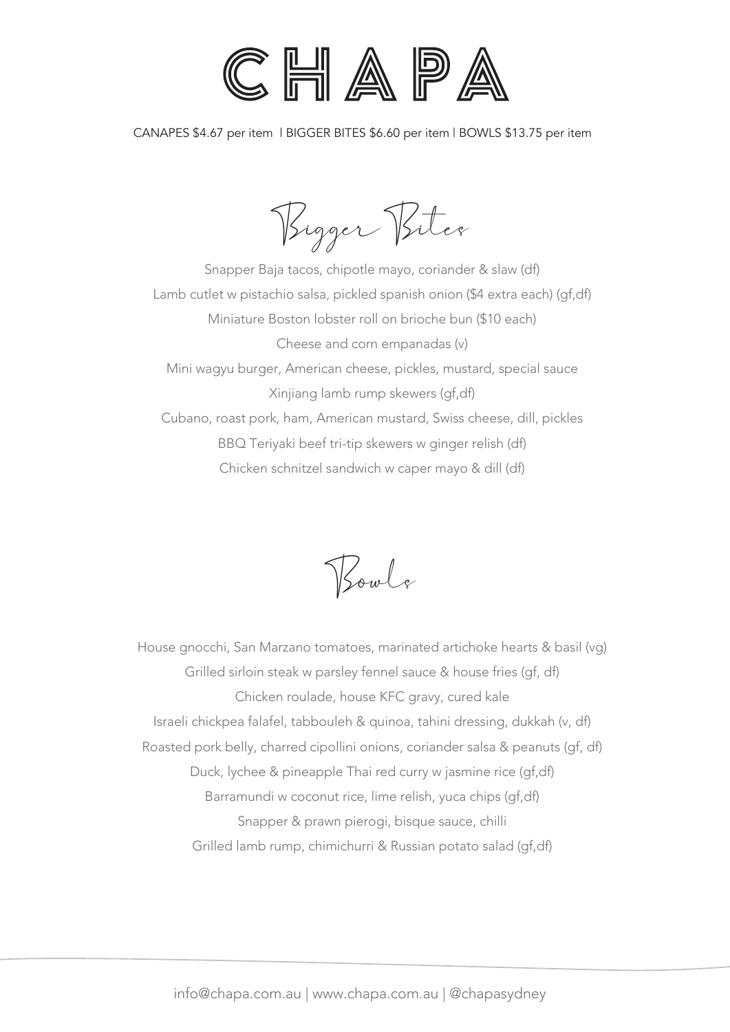# CHAPA

CANAPES $4.67 per item | BIGGER BITES $6.60 per item | BOWLS $13.75 per item

## Bigger Bites

Snapper Baja tacos, chipotle mayo, coriander & slaw (df)

Lamb cutlet w pistachio salsa, pickled spanish onion ($4 extra each) (gf,df)

Miniature Boston lobster roll on brioche bun ($10 each)

Cheese and corn empanadas (v)

Mini wagyu burger, American cheese, pickles, mustard, special sauce

Xinjiang lamb rump skewers (gf,df)

Cubano, roast pork, ham, American mustard, Swiss cheese, dill, pickles

BBQ Teriyaki beef tri-tip skewers w ginger relish (df)

Chicken schnitzel sandwich w caper mayo & dill (df)

## Bowls

House gnocchi, San Marzano tomatoes, marinated artichoke hearts & basil (vg)

Grilled sirloin steak w parsley fennel sauce & house fries (gf, df)

Chicken roulade, house KFC gravy, cured kale

Israeli chickpea falafel, tabbouleh & quinoa, tahini dressing, dukkah (v, df)

Roasted pork belly, charred cipollini onions, coriander salsa & peanuts (gf, df)

Duck, lychee & pineapple Thai red curry w jasmine rice (gf,df)

Barramundi w coconut rice, lime relish, yuca chips (gf,df)

Snapper & prawn pierogi, bisque sauce, chilli

Grilled lamb rump, chimichurri & Russian potato salad (gf,df)

info@chapa.com.au | www.chapa.com.au | @chapasydney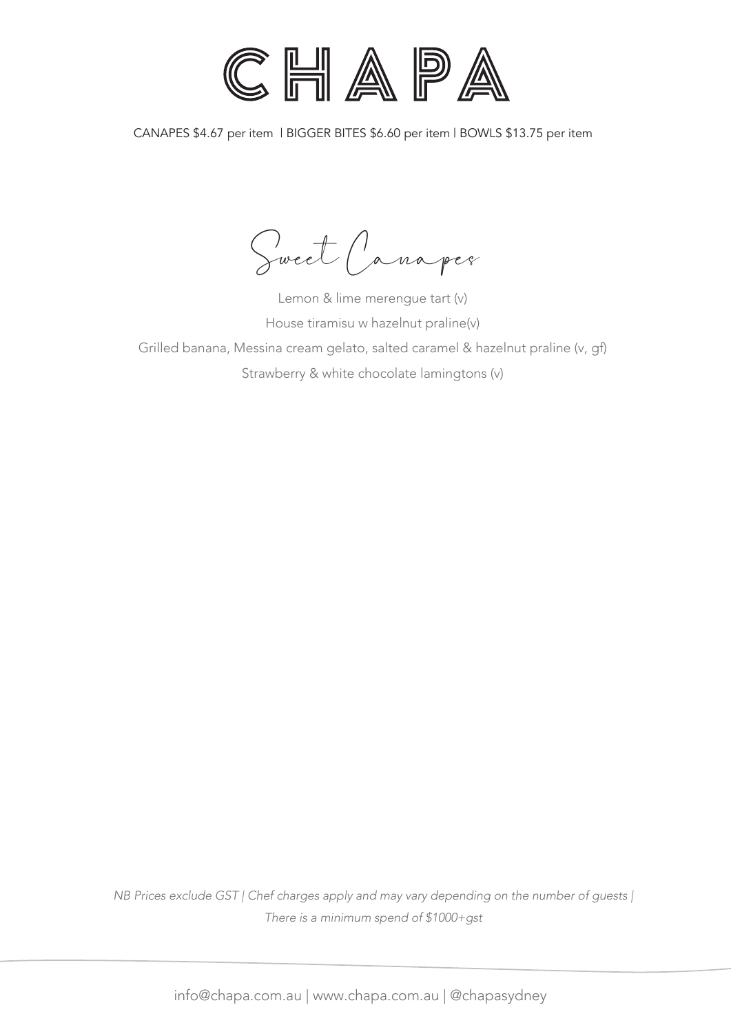# CHAPA

CANAPES $4.67 per item | BIGGER BITES $6.60 per item | BOWLS $13.75 per item

## Sweet Canapes

Lemon & lime merengue tart (v)

House tiramisu w hazelnut praline(v)

Grilled banana, Messina cream gelato, salted caramel & hazelnut praline (v, gf)

Strawberry & white chocolate lamingtons (v)

*NB Prices exclude GST | Chef charges apply and may vary depending on the number of guests | There is a minimum spend of $1000+gst*

info@chapa.com.au | www.chapa.com.au | @chapasydney